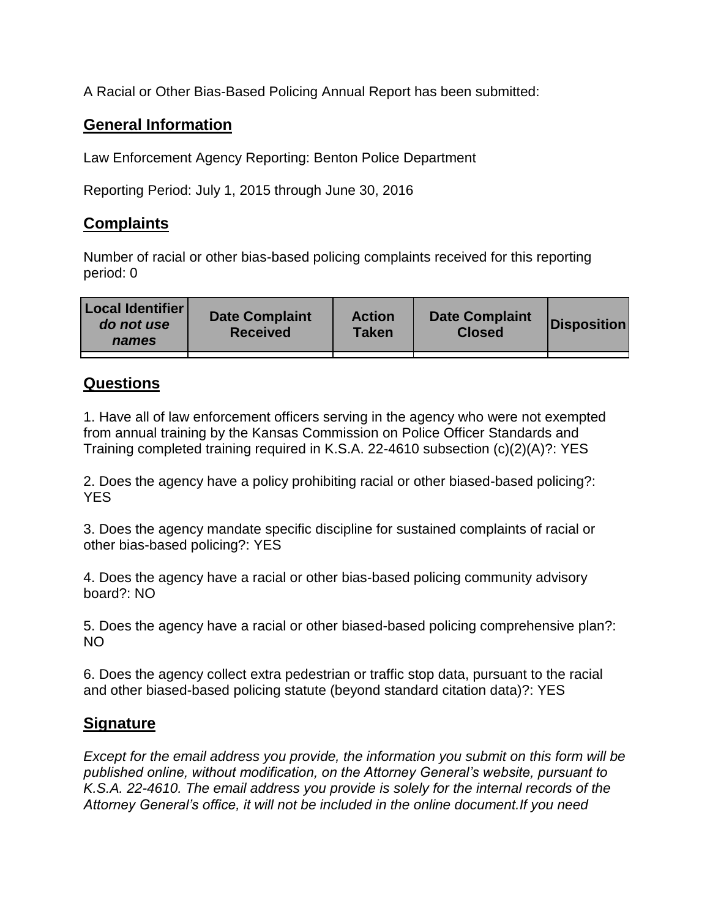A Racial or Other Bias-Based Policing Annual Report has been submitted:

## General Information

Law Enforcement Agency Reporting: Benton Police Department

Reporting Period: July 1, 2015 through June 30, 2016

## Complaints

Number of racial or other bias-based policing complaints received for this reporting period: 0

| **Local Identifier** ***do not use names*** | **Date Complaint Received** | **Action Taken** | **Date Complaint Closed** | **Disposition** |
|---|---|---|---|---|
| | | | | |

## Questions

1. Have all of law enforcement officers serving in the agency who were not exempted from annual training by the Kansas Commission on Police Officer Standards and Training completed training required in K.S.A. 22-4610 subsection (c)(2)(A)?: YES

2. Does the agency have a policy prohibiting racial or other biased-based policing?: YES

3. Does the agency mandate specific discipline for sustained complaints of racial or other bias-based policing?: YES

4. Does the agency have a racial or other bias-based policing community advisory board?: NO

5. Does the agency have a racial or other biased-based policing comprehensive plan?: NO

6. Does the agency collect extra pedestrian or traffic stop data, pursuant to the racial and other biased-based policing statute (beyond standard citation data)?: YES

## Signature

*Except for the email address you provide, the information you submit on this form will be published online, without modification, on the Attorney General's website, pursuant to K.S.A. 22-4610. The email address you provide is solely for the internal records of the Attorney General's office, it will not be included in the online document.If you need*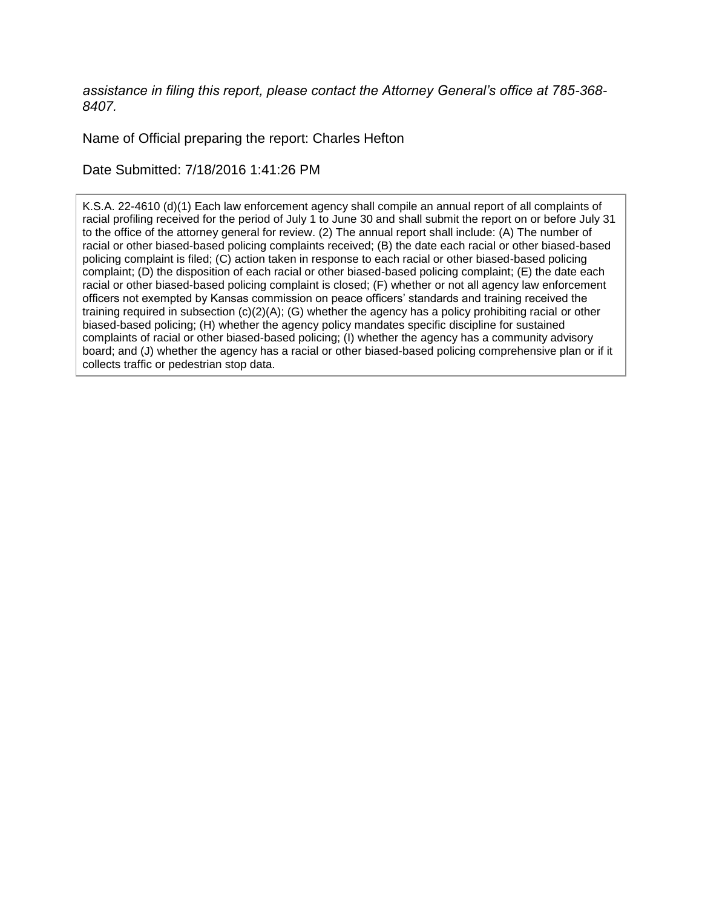*assistance in filing this report, please contact the Attorney General's office at 785-368-8407.*

Name of Official preparing the report: Charles Hefton

Date Submitted: 7/18/2016 1:41:26 PM

K.S.A. 22-4610 (d)(1) Each law enforcement agency shall compile an annual report of all complaints of racial profiling received for the period of July 1 to June 30 and shall submit the report on or before July 31 to the office of the attorney general for review. (2) The annual report shall include: (A) The number of racial or other biased-based policing complaints received; (B) the date each racial or other biased-based policing complaint is filed; (C) action taken in response to each racial or other biased-based policing complaint; (D) the disposition of each racial or other biased-based policing complaint; (E) the date each racial or other biased-based policing complaint is closed; (F) whether or not all agency law enforcement officers not exempted by Kansas commission on peace officers' standards and training received the training required in subsection (c)(2)(A); (G) whether the agency has a policy prohibiting racial or other biased-based policing; (H) whether the agency policy mandates specific discipline for sustained complaints of racial or other biased-based policing; (I) whether the agency has a community advisory board; and (J) whether the agency has a racial or other biased-based policing comprehensive plan or if it collects traffic or pedestrian stop data.